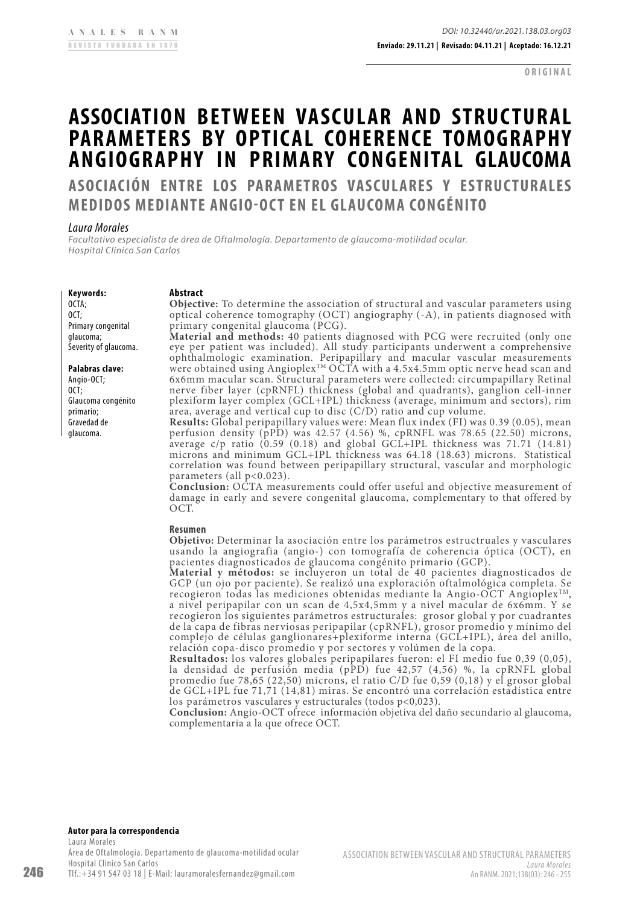ANALES RANM
REVISTA FUNDADA EN 1879

DOI: 10.32440/ar.2021.138.03.org03

**Enviado: 29.11.21 | Revisado: 04.11.21 | Aceptado: 16.12.21**

**ORIGINAL**

# ASSOCIATION BETWEEN VASCULAR AND STRUCTURAL PARAMETERS BY OPTICAL COHERENCE TOMOGRAPHY ANGIOGRAPHY IN PRIMARY CONGENITAL GLAUCOMA

## ASOCIACIÓN ENTRE LOS PARAMETROS VASCULARES Y ESTRUCTURALES MEDIDOS MEDIANTE ANGIO-OCT EN EL GLAUCOMA CONGÉNITO

*Laura Morales*

*Facultativo especialista de área de Oftalmología. Departamento de glaucoma-motilidad ocular. Hospital Clinico San Carlos*

**Keywords:**
OCTA;
OCT;
Primary congenital glaucoma;
Severity of glaucoma.

**Palabras clave:**
Angio-OCT;
OCT;
Glaucoma congénito primario;
Gravedad de glaucoma.

### Abstract

**Objective:** To determine the association of structural and vascular parameters using optical coherence tomography (OCT) angiography (-A), in patients diagnosed with primary congenital glaucoma (PCG).

**Material and methods:** 40 patients diagnosed with PCG were recruited (only one eye per patient was included). All study participants underwent a comprehensive ophthalmologic examination. Peripapillary and macular vascular measurements were obtained using Angioplex™ OCTA with a 4.5x4.5mm optic nerve head scan and 6x6mm macular scan. Structural parameters were collected: circumpapillary Retinal nerve fiber layer (cpRNFL) thickness (global and quadrants), ganglion cell-inner plexiform layer complex (GCL+IPL) thickness (average, minimum and sectors), rim area, average and vertical cup to disc (C/D) ratio and cup volume.

**Results:** Global peripapillary values were: Mean flux index (FI) was 0.39 (0.05), mean perfusion density (pPD) was 42.57 (4.56) %, cpRNFL was 78.65 (22.50) microns, average c/p ratio (0.59 (0.18) and global GCL+IPL thickness was 71.71 (14.81) microns and minimum GCL+IPL thickness was 64.18 (18.63) microns. Statistical correlation was found between peripapillary structural, vascular and morphologic parameters (all $p<0.023$).

**Conclusion:** OCTA measurements could offer useful and objective measurement of damage in early and severe congenital glaucoma, complementary to that offered by OCT.

### Resumen

**Objetivo:** Determinar la asociación entre los parámetros estrctruales y vasculares usando la angiografia (angio-) con tomografía de coherencia óptica (OCT), en pacientes diagnosticados de glaucoma congénito primario (GCP).

**Material y métodos:** se incluyeron un total de 40 pacientes diagnosticados de GCP (un ojo por paciente). Se realizó una exploración oftalmológica completa. Se recogieron todas las mediciones obtenidas mediante la Angio-OCT Angioplex™, a nivel peripapilar con un scan de 4,5x4,5mm y a nivel macular de 6x6mm. Y se recogieron los siguientes parámetros estructurales: grosor global y por cuadrantes de la capa de fibras nerviosas peripapilar (cpRNFL), grosor promedio y mínimo del complejo de células ganglionares+plexiforme interna (GCL+IPL), área del anillo, relación copa-disco promedio y por sectores y volúmen de la copa.

**Resultados:** los valores globales peripapilares fueron: el FI medio fue 0,39 (0,05), la densidad de perfusión media (pPD) fue 42,57 (4,56) %, la cpRNFL global promedio fue 78,65 (22,50) microns, el ratio C/D fue 0,59 (0,18) y el grosor global de GCL+IPL fue 71,71 (14,81) miras. Se encontró una correlación estadística entre los parámetros vasculares y estructurales (todos $p<0,023$).

**Conclusion:** Angio-OCT ofrece información objetiva del daño secundario al glaucoma, complementaria a la que ofrece OCT.

**Autor para la correspondencia**
Laura Morales
Área de Oftalmología. Departamento de glaucoma-motilidad ocular
Hospital Clinico San Carlos
Tlf.:+34 91 547 03 18 | E-Mail: lauramoralesfernandez@gmail.com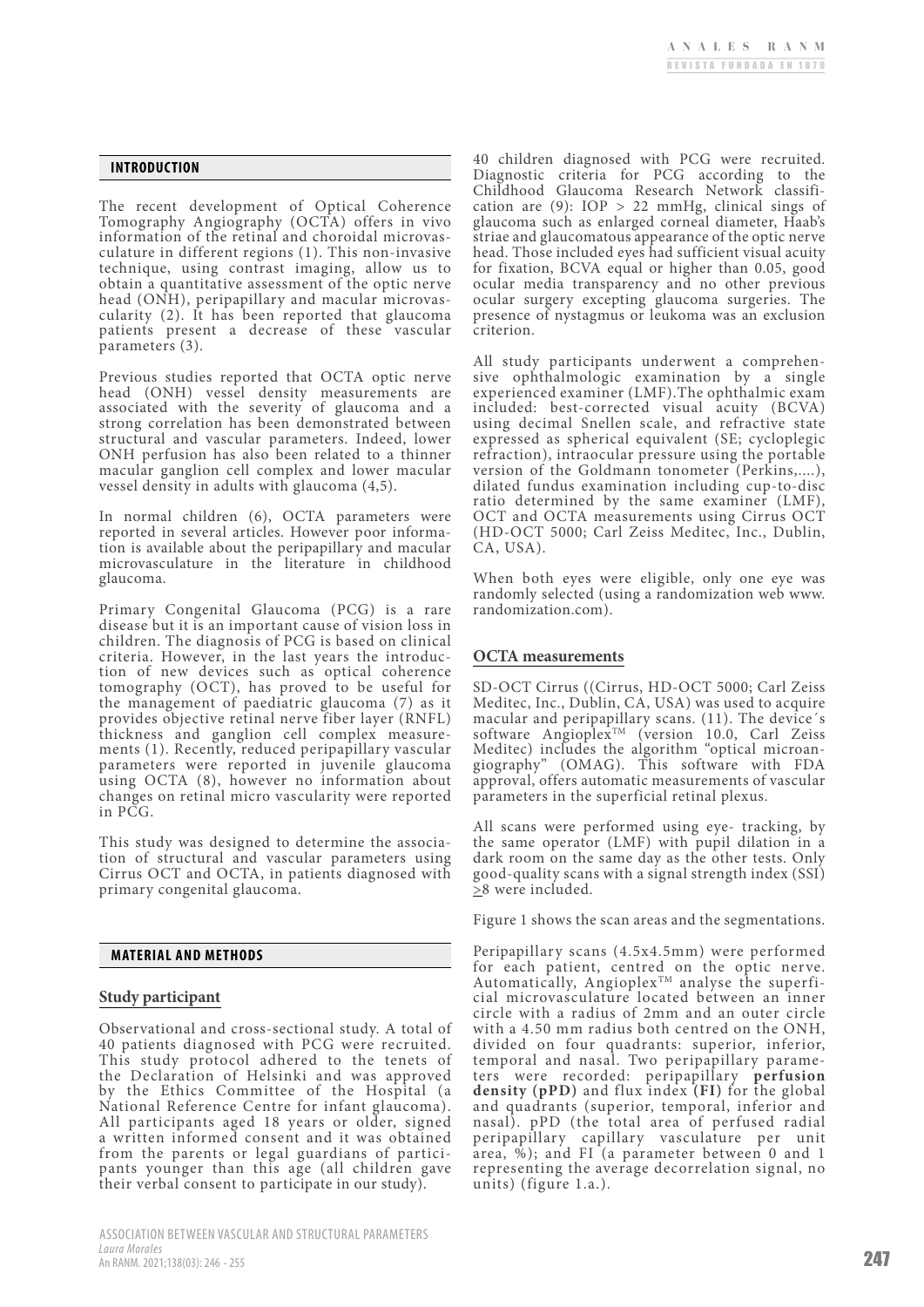## INTRODUCTION

The recent development of Optical Coherence Tomography Angiography (OCTA) offers in vivo information of the retinal and choroidal microvasculature in different regions (1). This non-invasive technique, using contrast imaging, allow us to obtain a quantitative assessment of the optic nerve head (ONH), peripapillary and macular microvascularity (2). It has been reported that glaucoma patients present a decrease of these vascular parameters (3).

Previous studies reported that OCTA optic nerve head (ONH) vessel density measurements are associated with the severity of glaucoma and a strong correlation has been demonstrated between structural and vascular parameters. Indeed, lower ONH perfusion has also been related to a thinner macular ganglion cell complex and lower macular vessel density in adults with glaucoma (4,5).

In normal children (6), OCTA parameters were reported in several articles. However poor information is available about the peripapillary and macular microvasculature in the literature in childhood glaucoma.

Primary Congenital Glaucoma (PCG) is a rare disease but it is an important cause of vision loss in children. The diagnosis of PCG is based on clinical criteria. However, in the last years the introduction of new devices such as optical coherence tomography (OCT), has proved to be useful for the management of paediatric glaucoma (7) as it provides objective retinal nerve fiber layer (RNFL) thickness and ganglion cell complex measurements (1). Recently, reduced peripapillary vascular parameters were reported in juvenile glaucoma using OCTA (8), however no information about changes on retinal micro vascularity were reported in PCG.

This study was designed to determine the association of structural and vascular parameters using Cirrus OCT and OCTA, in patients diagnosed with primary congenital glaucoma.

## MATERIAL AND METHODS

### Study participant

Observational and cross-sectional study. A total of 40 patients diagnosed with PCG were recruited. This study protocol adhered to the tenets of the Declaration of Helsinki and was approved by the Ethics Committee of the Hospital (a National Reference Centre for infant glaucoma). All participants aged 18 years or older, signed a written informed consent and it was obtained from the parents or legal guardians of participants younger than this age (all children gave their verbal consent to participate in our study).

40 children diagnosed with PCG were recruited. Diagnostic criteria for PCG according to the Childhood Glaucoma Research Network classification are (9): IOP > 22 mmHg, clinical sings of glaucoma such as enlarged corneal diameter, Haab's striae and glaucomatous appearance of the optic nerve head. Those included eyes had sufficient visual acuity for fixation, BCVA equal or higher than 0.05, good ocular media transparency and no other previous ocular surgery excepting glaucoma surgeries. The presence of nystagmus or leukoma was an exclusion criterion.

All study participants underwent a comprehensive ophthalmologic examination by a single experienced examiner (LMF).The ophthalmic exam included: best-corrected visual acuity (BCVA) using decimal Snellen scale, and refractive state expressed as spherical equivalent (SE; cycloplegic refraction), intraocular pressure using the portable version of the Goldmann tonometer (Perkins,....), dilated fundus examination including cup-to-disc ratio determined by the same examiner (LMF), OCT and OCTA measurements using Cirrus OCT (HD-OCT 5000; Carl Zeiss Meditec, Inc., Dublin, CA, USA).

When both eyes were eligible, only one eye was randomly selected (using a randomization web www.randomization.com).

### OCTA measurements

SD-OCT Cirrus ((Cirrus, HD-OCT 5000; Carl Zeiss Meditec, Inc., Dublin, CA, USA) was used to acquire macular and peripapillary scans. (11). The device´s software Angioplex™ (version 10.0, Carl Zeiss Meditec) includes the algorithm "optical microangiography" (OMAG). This software with FDA approval, offers automatic measurements of vascular parameters in the superficial retinal plexus.

All scans were performed using eye- tracking, by the same operator (LMF) with pupil dilation in a dark room on the same day as the other tests. Only good-quality scans with a signal strength index (SSI) ≥8 were included.

Figure 1 shows the scan areas and the segmentations.

Peripapillary scans (4.5x4.5mm) were performed for each patient, centred on the optic nerve. Automatically, Angioplex™ analyse the superficial microvasculature located between an inner circle with a radius of 2mm and an outer circle with a 4.50 mm radius both centred on the ONH, divided on four quadrants: superior, inferior, temporal and nasal. Two peripapillary parameters were recorded: peripapillary **perfusion density (pPD)** and flux index **(FI)** for the global and quadrants (superior, temporal, inferior and nasal). pPD (the total area of perfused radial peripapillary capillary vasculature per unit area, %); and FI (a parameter between 0 and 1 representing the average decorrelation signal, no units) (figure 1.a.).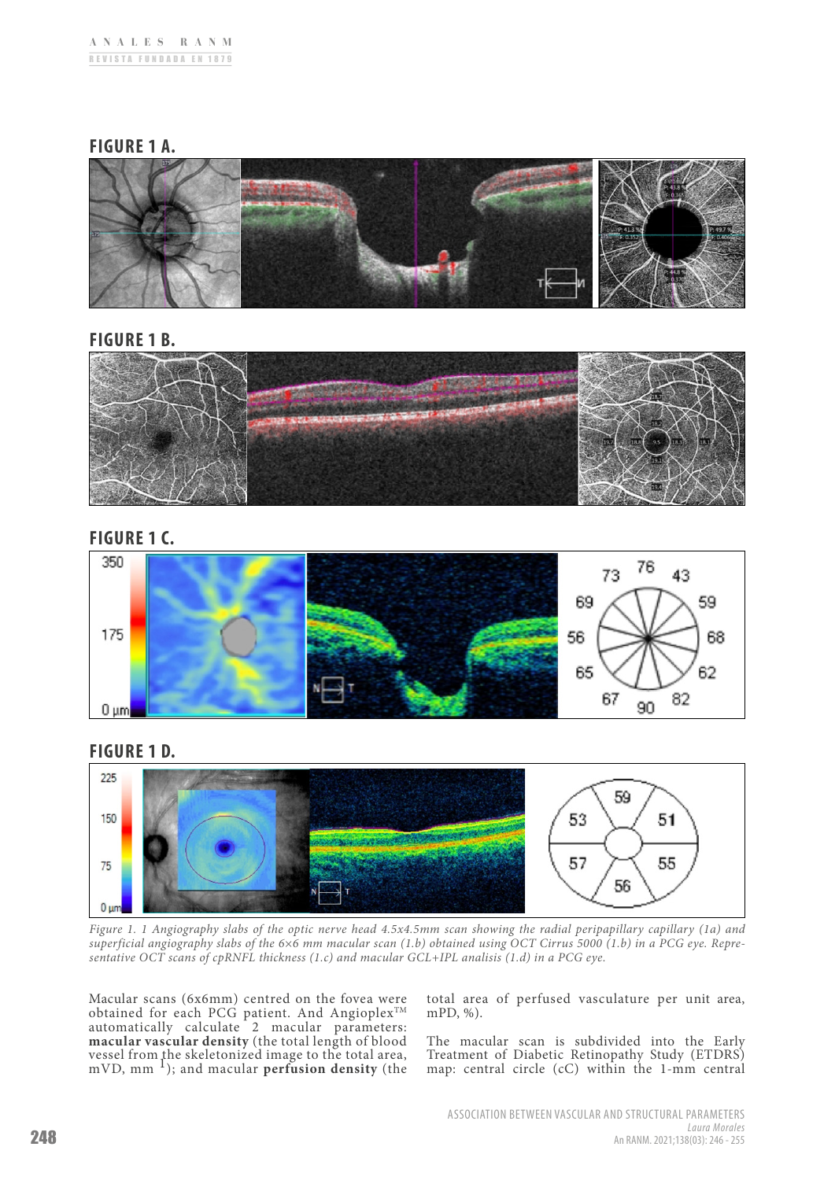## FIGURE 1 A.

## FIGURE 1 B.

## FIGURE 1 C.

## FIGURE 1 D.

*Figure 1. 1 Angiography slabs of the optic nerve head 4.5x4.5mm scan showing the radial peripapillary capillary (1a) and superficial angiography slabs of the 6×6 mm macular scan (1.b) obtained using OCT Cirrus 5000 (1.b) in a PCG eye. Representative OCT scans of cpRNFL thickness (1.c) and macular GCL+IPL analisis (1.d) in a PCG eye.*

Macular scans (6x6mm) centred on the fovea were obtained for each PCG patient. And Angioplex™ automatically calculate 2 macular parameters: **macular vascular density** (the total length of blood vessel from the skeletonized image to the total area, mVD, mm$^{-1}$); and macular **perfusion density** (the total area of perfused vasculature per unit area, mPD, %).

The macular scan is subdivided into the Early Treatment of Diabetic Retinopathy Study (ETDRS) map: central circle (cC) within the 1-mm central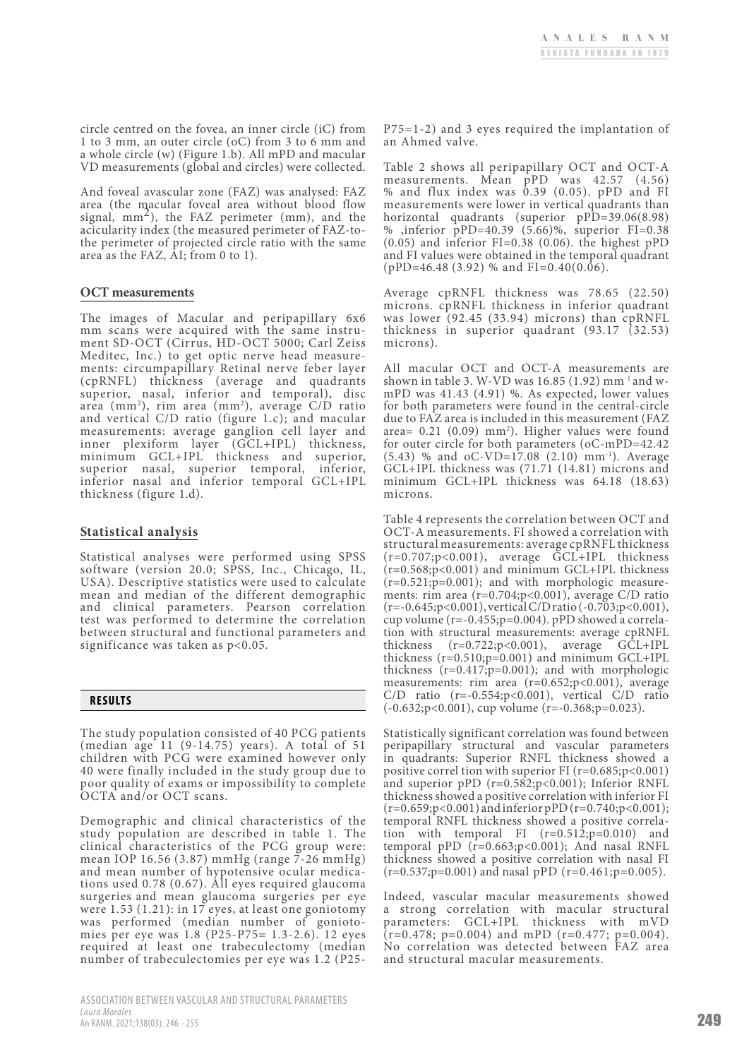circle centred on the fovea, an inner circle (iC) from 1 to 3 mm, an outer circle (oC) from 3 to 6 mm and a whole circle (w) (Figure 1.b). All mPD and macular VD measurements (global and circles) were collected.

And foveal avascular zone (FAZ) was analysed: FAZ area (the macular foveal area without blood flow signal, $mm^2$), the FAZ perimeter (mm), and the acicularity index (the measured perimeter of FAZ-to-the perimeter of projected circle ratio with the same area as the FAZ, AI; from 0 to 1).

## OCT measurements

The images of Macular and peripapillary 6x6 mm scans were acquired with the same instrument SD-OCT (Cirrus, HD-OCT 5000; Carl Zeiss Meditec, Inc.) to get optic nerve head measurements: circumpapillary Retinal nerve feber layer (cpRNFL) thickness (average and quadrants superior, nasal, inferior and temporal), disc area ($mm^2$), rim area ($mm^2$), average C/D ratio and vertical C/D ratio (figure 1.c); and macular measurements: average ganglion cell layer and inner plexiform layer (GCL+IPL) thickness, minimum GCL+IPL thickness and superior, superior nasal, superior temporal, inferior, inferior nasal and inferior temporal GCL+IPL thickness (figure 1.d).

## Statistical analysis

Statistical analyses were performed using SPSS software (version 20.0; SPSS, Inc., Chicago, IL, USA). Descriptive statistics were used to calculate mean and median of the different demographic and clinical parameters. Pearson correlation test was performed to determine the correlation between structural and functional parameters and significance was taken as $p<0.05$.

## RESULTS

The study population consisted of 40 PCG patients (median age 11 (9-14.75) years). A total of 51 children with PCG were examined however only 40 were finally included in the study group due to poor quality of exams or impossibility to complete OCTA and/or OCT scans.

Demographic and clinical characteristics of the study population are described in table 1. The clinical characteristics of the PCG group were: mean IOP 16.56 (3.87) mmHg (range 7-26 mmHg) and mean number of hypotensive ocular medications used 0.78 (0.67). All eyes required glaucoma surgeries and mean glaucoma surgeries per eye were 1.53 (1.21): in 17 eyes, at least one goniotomy was performed (median number of goniotomies per eye was 1.8 (P25-P75= 1.3-2.6). 12 eyes required at least one trabeculectomy (median number of trabeculectomies per eye was 1.2 (P25-P75=1-2) and 3 eyes required the implantation of an Ahmed valve.

Table 2 shows all peripapillary OCT and OCT-A measurements. Mean pPD was 42.57 (4.56) % and flux index was 0.39 (0.05). pPD and FI measurements were lower in vertical quadrants than horizontal quadrants (superior pPD=39.06(8.98) % ,inferior pPD=40.39 (5.66)%, superior FI=0.38 (0.05) and inferior FI=0.38 (0.06). the highest pPD and FI values were obtained in the temporal quadrant (pPD=46.48 (3.92) % and FI=0.40(0.06).

Average cpRNFL thickness was 78.65 (22.50) microns. cpRNFL thickness in inferior quadrant was lower (92.45 (33.94) microns) than cpRNFL thickness in superior quadrant (93.17 (32.53) microns).

All macular OCT and OCT-A measurements are shown in table 3. W-VD was 16.85 (1.92) $mm^{-1}$ and w-mPD was 41.43 (4.91) %. As expected, lower values for both parameters were found in the central-circle due to FAZ area is included in this measurement (FAZ area= 0.21 (0.09) $mm^2$). Higher values were found for outer circle for both parameters (oC-mPD=42.42 (5.43) % and oC-VD=17.08 (2.10) $mm^{-1}$). Average GCL+IPL thickness was (71.71 (14.81) microns and minimum GCL+IPL thickness was 64.18 (18.63) microns.

Table 4 represents the correlation between OCT and OCT-A measurements. FI showed a correlation with structural measurements: average cpRNFL thickness ($r=0.707;p<0.001$), average GCL+IPL thickness ($r=0.568;p<0.001$) and minimum GCL+IPL thickness ($r=0.521;p=0.001$); and with morphologic measurements: rim area ($r=0.704;p<0.001$), average C/D ratio ($r=-0.645;p<0.001$), vertical C/D ratio ($-0.703;p<0.001$), cup volume ($r=-0.455;p=0.004$). pPD showed a correlation with structural measurements: average cpRNFL thickness ($r=0.722;p<0.001$), average GCL+IPL thickness ($r=0.510;p=0.001$) and minimum GCL+IPL thickness ($r=0.417;p=0.001$); and with morphologic measurements: rim area ($r=0.652;p<0.001$), average C/D ratio ($r=-0.554;p<0.001$), vertical C/D ratio ($-0.632;p<0.001$), cup volume ($r=-0.368;p=0.023$).

Statistically significant correlation was found between peripapillary structural and vascular parameters in quadrants: Superior RNFL thickness showed a positive correl tion with superior FI ($r=0.685;p<0.001$) and superior pPD ($r=0.582;p<0.001$); Inferior RNFL thickness showed a positive correlation with inferior FI ($r=0.659;p<0.001$) and inferior pPD ($r=0.740;p<0.001$); temporal RNFL thickness showed a positive correlation with temporal FI ($r=0.512;p=0.010$) and temporal pPD ($r=0.663;p<0.001$); And nasal RNFL thickness showed a positive correlation with nasal FI ($r=0.537;p=0.001$) and nasal pPD ($r=0.461;p=0.005$).

Indeed, vascular macular measurements showed a strong correlation with macular structural parameters: GCL+IPL thickness with mVD ($r=0.478$; $p=0.004$) and mPD ($r=0.477$; $p=0.004$). No correlation was detected between FAZ area and structural macular measurements.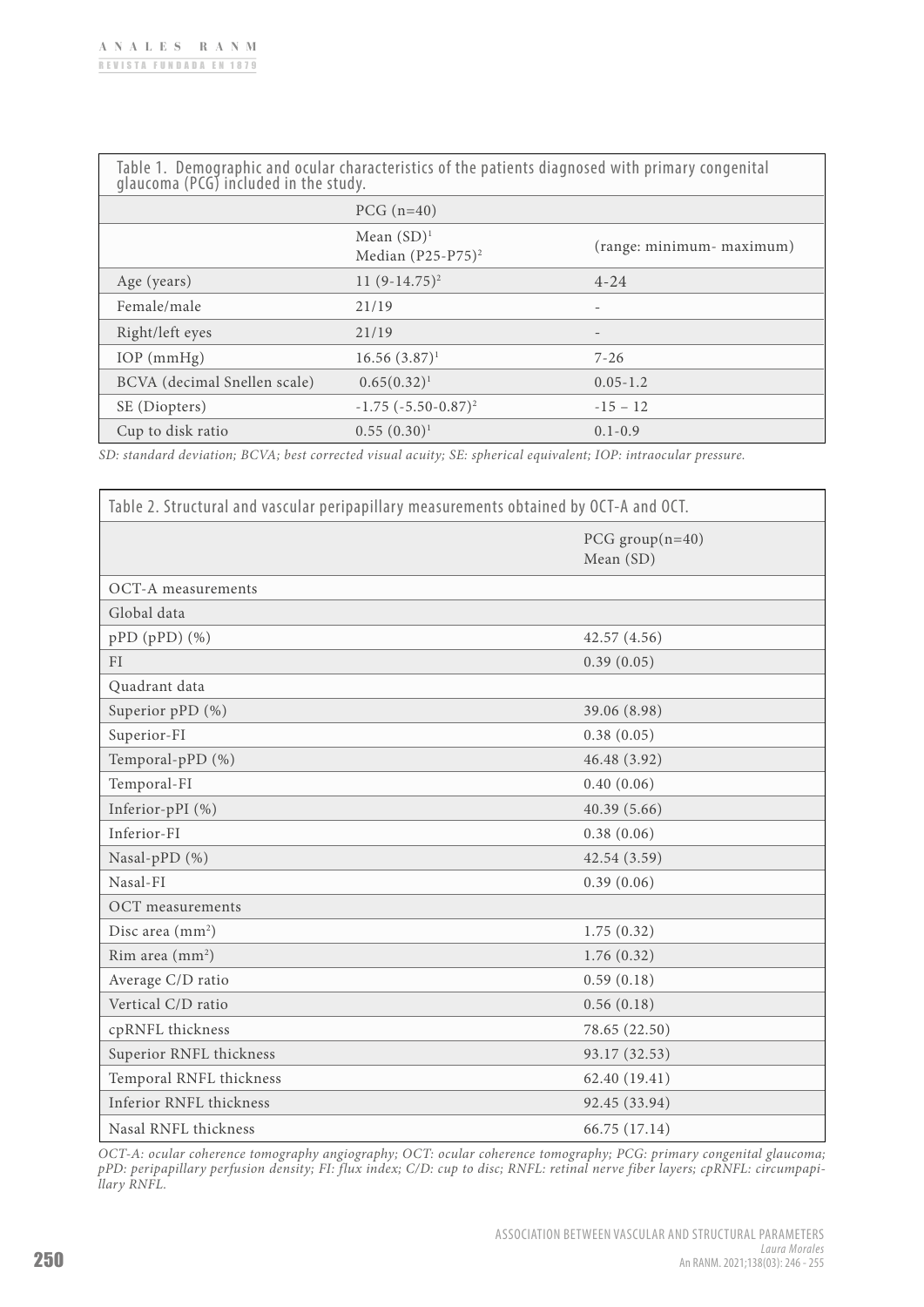Table 1. Demographic and ocular characteristics of the patients diagnosed with primary congenital glaucoma (PCG) included in the study.

| | PCG (n=40) | |
|---|---|---|
| | Mean (SD)[1] Median (P25-P75)[2] | (range: minimum- maximum) |
| Age (years) | 11 (9-14.75)[2] | 4-24 |
| Female/male | 21/19 | - |
| Right/left eyes | 21/19 | - |
| IOP (mmHg) | 16.56 (3.87)[1] | 7-26 |
| BCVA (decimal Snellen scale) | 0.65(0.32)[1] | 0.05-1.2 |
| SE (Diopters) | -1.75 (-5.50-0.87)[2] | -15 – 12 |
| Cup to disk ratio | 0.55 (0.30)[1] | 0.1-0.9 |

*SD: standard deviation; BCVA; best corrected visual acuity; SE: spherical equivalent; IOP: intraocular pressure.*

Table 2. Structural and vascular peripapillary measurements obtained by OCT-A and OCT.

| | PCG group(n=40) Mean (SD) |
|---|---|
| OCT-A measurements | |
| Global data | |
| pPD (pPD) (%) | 42.57 (4.56) |
| FI | 0.39 (0.05) |
| Quadrant data | |
| Superior pPD (%) | 39.06 (8.98) |
| Superior-FI | 0.38 (0.05) |
| Temporal-pPD (%) | 46.48 (3.92) |
| Temporal-FI | 0.40 (0.06) |
| Inferior-pPI (%) | 40.39 (5.66) |
| Inferior-FI | 0.38 (0.06) |
| Nasal-pPD (%) | 42.54 (3.59) |
| Nasal-FI | 0.39 (0.06) |
| OCT measurements | |
| Disc area ($mm^2$) | 1.75 (0.32) |
| Rim area ($mm^2$) | 1.76 (0.32) |
| Average C/D ratio | 0.59 (0.18) |
| Vertical C/D ratio | 0.56 (0.18) |
| cpRNFL thickness | 78.65 (22.50) |
| Superior RNFL thickness | 93.17 (32.53) |
| Temporal RNFL thickness | 62.40 (19.41) |
| Inferior RNFL thickness | 92.45 (33.94) |
| Nasal RNFL thickness | 66.75 (17.14) |

*OCT-A: ocular coherence tomography angiography; OCT: ocular coherence tomography; PCG: primary congenital glaucoma; pPD: peripapillary perfusion density; FI: flux index; C/D: cup to disc; RNFL: retinal nerve fiber layers; cpRNFL: circumpapillary RNFL.*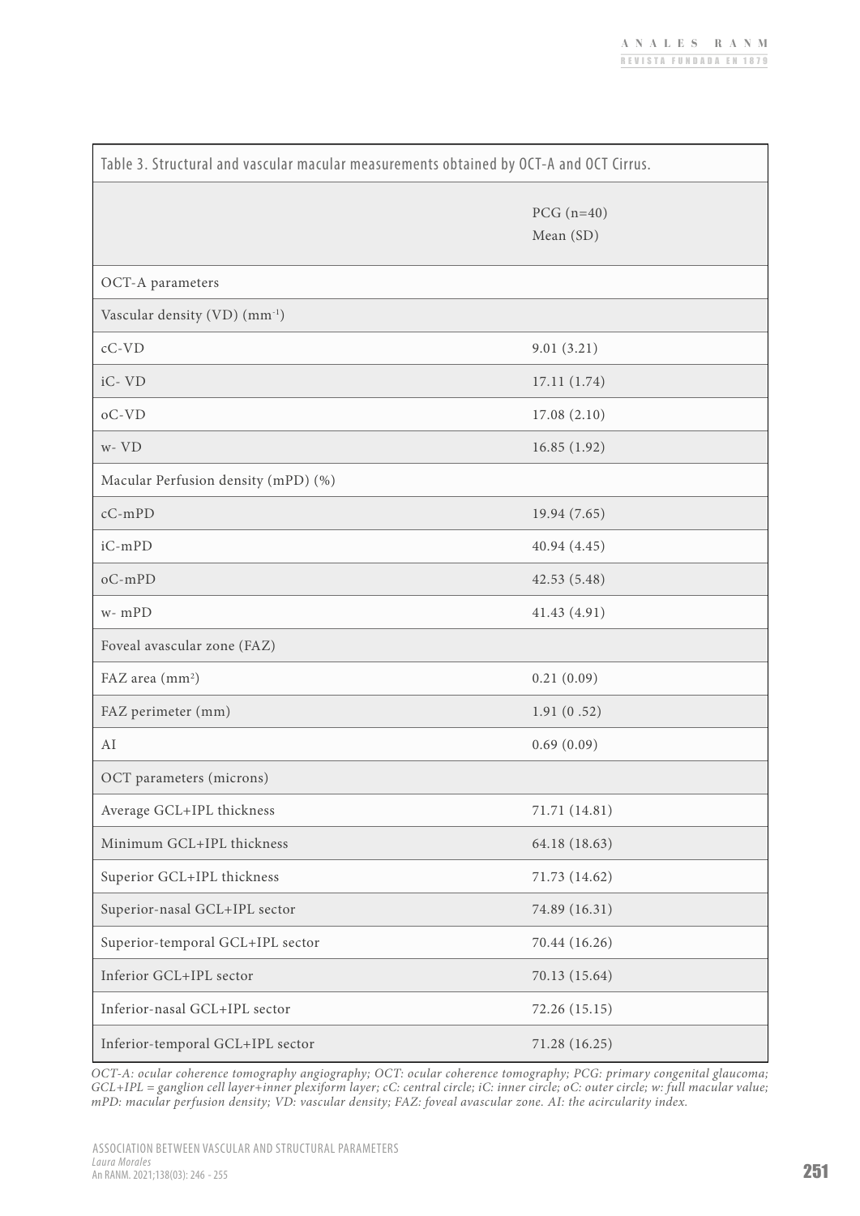Table 3. Structural and vascular macular measurements obtained by OCT-A and OCT Cirrus.

| | PCG (n=40) Mean (SD) |
|---|---|
| OCT-A parameters | |
| Vascular density (VD) ($mm^{-1}$) | |
| cC-VD | 9.01 (3.21) |
| iC- VD | 17.11 (1.74) |
| oC-VD | 17.08 (2.10) |
| w- VD | 16.85 (1.92) |
| Macular Perfusion density (mPD) (%) | |
| cC-mPD | 19.94 (7.65) |
| iC-mPD | 40.94 (4.45) |
| oC-mPD | 42.53 (5.48) |
| w- mPD | 41.43 (4.91) |
| Foveal avascular zone (FAZ) | |
| FAZ area ($mm^2$) | 0.21 (0.09) |
| FAZ perimeter (mm) | 1.91 (0 .52) |
| AI | 0.69 (0.09) |
| OCT parameters (microns) | |
| Average GCL+IPL thickness | 71.71 (14.81) |
| Minimum GCL+IPL thickness | 64.18 (18.63) |
| Superior GCL+IPL thickness | 71.73 (14.62) |
| Superior-nasal GCL+IPL sector | 74.89 (16.31) |
| Superior-temporal GCL+IPL sector | 70.44 (16.26) |
| Inferior GCL+IPL sector | 70.13 (15.64) |
| Inferior-nasal GCL+IPL sector | 72.26 (15.15) |
| Inferior-temporal GCL+IPL sector | 71.28 (16.25) |

*OCT-A: ocular coherence tomography angiography; OCT: ocular coherence tomography; PCG: primary congenital glaucoma; GCL+IPL = ganglion cell layer+inner plexiform layer; cC: central circle; iC: inner circle; oC: outer circle; w: full macular value; mPD: macular perfusion density; VD: vascular density; FAZ: foveal avascular zone. AI: the acircularity index.*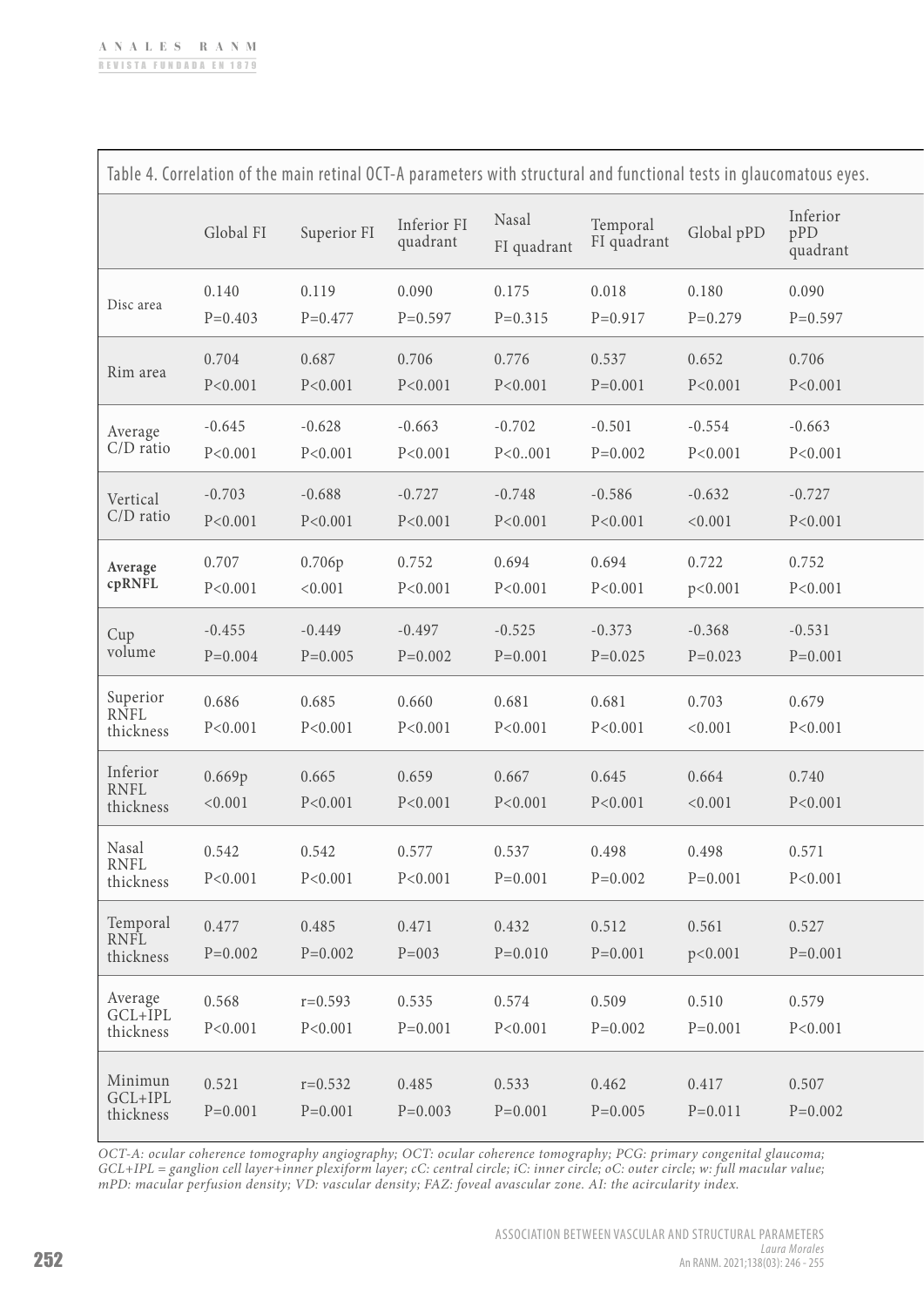Table 4. Correlation of the main retinal OCT-A parameters with structural and functional tests in glaucomatous eyes.

| | Global FI | Superior FI | Inferior FI quadrant | Nasal FI quadrant | Temporal FI quadrant | Global pPD | Inferior pPD quadrant |
|---|---|---|---|---|---|---|---|
| Disc area | 0.140<br>P=0.403 | 0.119<br>P=0.477 | 0.090<br>P=0.597 | 0.175<br>P=0.315 | 0.018<br>P=0.917 | 0.180<br>P=0.279 | 0.090<br>P=0.597 |
| Rim area | 0.704<br>P<0.001 | 0.687<br>P<0.001 | 0.706<br>P<0.001 | 0.776<br>P<0.001 | 0.537<br>P=0.001 | 0.652<br>P<0.001 | 0.706<br>P<0.001 |
| Average C/D ratio | -0.645<br>P<0.001 | -0.628<br>P<0.001 | -0.663<br>P<0.001 | -0.702<br>P<0..001 | -0.501<br>P=0.002 | -0.554<br>P<0.001 | -0.663<br>P<0.001 |
| Vertical C/D ratio | -0.703<br>P<0.001 | -0.688<br>P<0.001 | -0.727<br>P<0.001 | -0.748<br>P<0.001 | -0.586<br>P<0.001 | -0.632<br><0.001 | -0.727<br>P<0.001 |
| **Average cpRNFL** | 0.707<br>P<0.001 | 0.706p<br><0.001 | 0.752<br>P<0.001 | 0.694<br>P<0.001 | 0.694<br>P<0.001 | 0.722<br>p<0.001 | 0.752<br>P<0.001 |
| Cup volume | -0.455<br>P=0.004 | -0.449<br>P=0.005 | -0.497<br>P=0.002 | -0.525<br>P=0.001 | -0.373<br>P=0.025 | -0.368<br>P=0.023 | -0.531<br>P=0.001 |
| Superior RNFL thickness | 0.686<br>P<0.001 | 0.685<br>P<0.001 | 0.660<br>P<0.001 | 0.681<br>P<0.001 | 0.681<br>P<0.001 | 0.703<br><0.001 | 0.679<br>P<0.001 |
| Inferior RNFL thickness | 0.669p<br><0.001 | 0.665<br>P<0.001 | 0.659<br>P<0.001 | 0.667<br>P<0.001 | 0.645<br>P<0.001 | 0.664<br><0.001 | 0.740<br>P<0.001 |
| Nasal RNFL thickness | 0.542<br>P<0.001 | 0.542<br>P<0.001 | 0.577<br>P<0.001 | 0.537<br>P=0.001 | 0.498<br>P=0.002 | 0.498<br>P=0.001 | 0.571<br>P<0.001 |
| Temporal RNFL thickness | 0.477<br>P=0.002 | 0.485<br>P=0.002 | 0.471<br>P=003 | 0.432<br>P=0.010 | 0.512<br>P=0.001 | 0.561<br>p<0.001 | 0.527<br>P=0.001 |
| Average GCL+IPL thickness | 0.568<br>P<0.001 | r=0.593<br>P<0.001 | 0.535<br>P=0.001 | 0.574<br>P<0.001 | 0.509<br>P=0.002 | 0.510<br>P=0.001 | 0.579<br>P<0.001 |
| Minimun GCL+IPL thickness | 0.521<br>P=0.001 | r=0.532<br>P=0.001 | 0.485<br>P=0.003 | 0.533<br>P=0.001 | 0.462<br>P=0.005 | 0.417<br>P=0.011 | 0.507<br>P=0.002 |

*OCT-A: ocular coherence tomography angiography; OCT: ocular coherence tomography; PCG: primary congenital glaucoma; GCL+IPL = ganglion cell layer+inner plexiform layer; cC: central circle; iC: inner circle; oC: outer circle; w: full macular value; mPD: macular perfusion density; VD: vascular density; FAZ: foveal avascular zone. AI: the acircularity index.*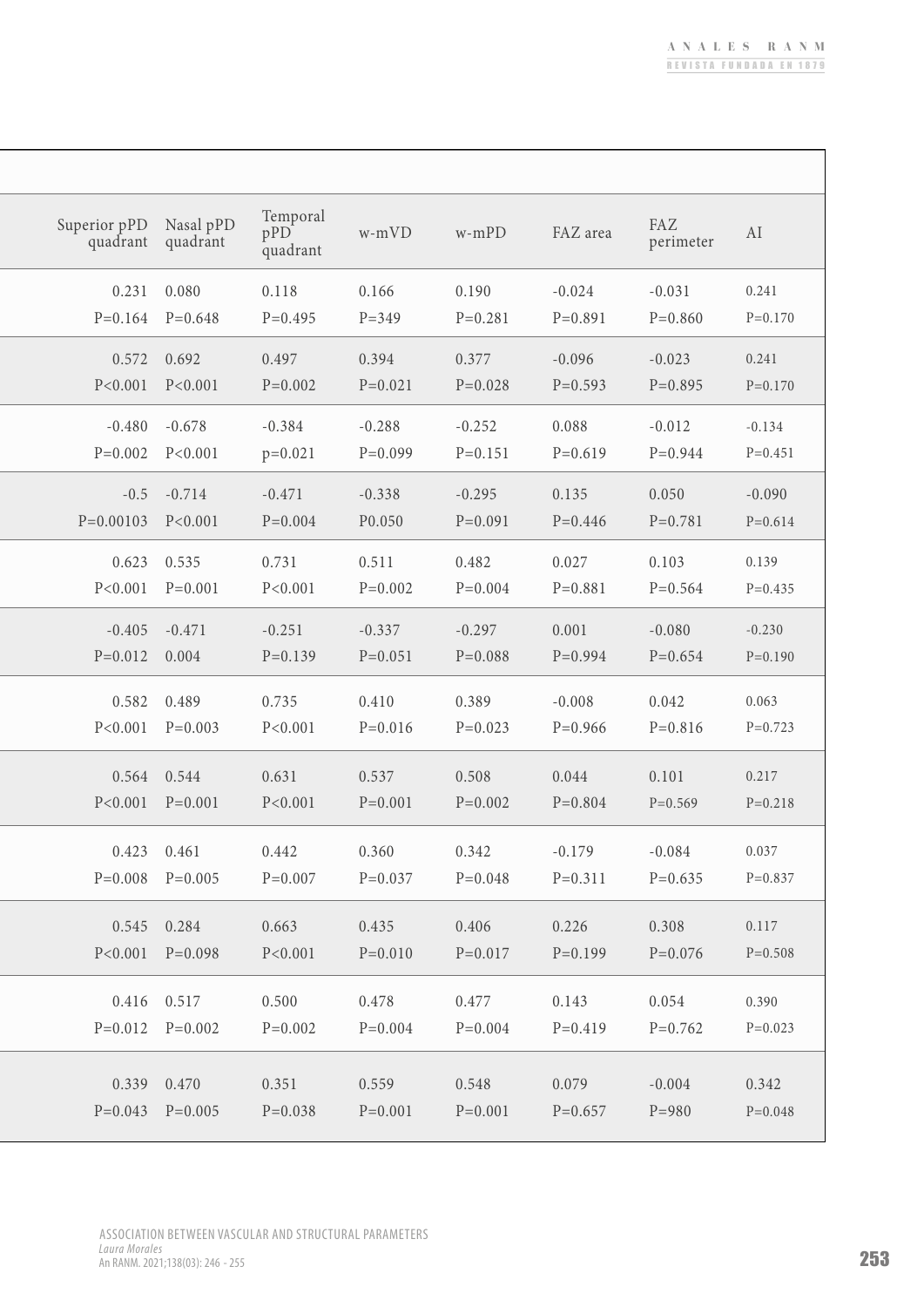| Superior pPD quadrant | Nasal pPD quadrant | Temporal pPD quadrant | w-mVD | w-mPD | FAZ area | FAZ perimeter | AI |
|---|---|---|---|---|---|---|---|
| 0.231 P=0.164 | 0.080 P=0.648 | 0.118 P=0.495 | 0.166 P=349 | 0.190 P=0.281 | -0.024 P=0.891 | -0.031 P=0.860 | 0.241 P=0.170 |
| 0.572 P<0.001 | 0.692 P<0.001 | 0.497 P=0.002 | 0.394 P=0.021 | 0.377 P=0.028 | -0.096 P=0.593 | -0.023 P=0.895 | 0.241 P=0.170 |
| -0.480 P=0.002 | -0.678 P<0.001 | -0.384 p=0.021 | -0.288 P=0.099 | -0.252 P=0.151 | 0.088 P=0.619 | -0.012 P=0.944 | -0.134 P=0.451 |
| -0.5 P=0.00103 | -0.714 P<0.001 | -0.471 P=0.004 | -0.338 P0.050 | -0.295 P=0.091 | 0.135 P=0.446 | 0.050 P=0.781 | -0.090 P=0.614 |
| 0.623 P<0.001 | 0.535 P=0.001 | 0.731 P<0.001 | 0.511 P=0.002 | 0.482 P=0.004 | 0.027 P=0.881 | 0.103 P=0.564 | 0.139 P=0.435 |
| -0.405 P=0.012 | -0.471 0.004 | -0.251 P=0.139 | -0.337 P=0.051 | -0.297 P=0.088 | 0.001 P=0.994 | -0.080 P=0.654 | -0.230 P=0.190 |
| 0.582 P<0.001 | 0.489 P=0.003 | 0.735 P<0.001 | 0.410 P=0.016 | 0.389 P=0.023 | -0.008 P=0.966 | 0.042 P=0.816 | 0.063 P=0.723 |
| 0.564 P<0.001 | 0.544 P=0.001 | 0.631 P<0.001 | 0.537 P=0.001 | 0.508 P=0.002 | 0.044 P=0.804 | 0.101 P=0.569 | 0.217 P=0.218 |
| 0.423 P=0.008 | 0.461 P=0.005 | 0.442 P=0.007 | 0.360 P=0.037 | 0.342 P=0.048 | -0.179 P=0.311 | -0.084 P=0.635 | 0.037 P=0.837 |
| 0.545 P<0.001 | 0.284 P=0.098 | 0.663 P<0.001 | 0.435 P=0.010 | 0.406 P=0.017 | 0.226 P=0.199 | 0.308 P=0.076 | 0.117 P=0.508 |
| 0.416 P=0.012 | 0.517 P=0.002 | 0.500 P=0.002 | 0.478 P=0.004 | 0.477 P=0.004 | 0.143 P=0.419 | 0.054 P=0.762 | 0.390 P=0.023 |
| 0.339 P=0.043 | 0.470 P=0.005 | 0.351 P=0.038 | 0.559 P=0.001 | 0.548 P=0.001 | 0.079 P=0.657 | -0.004 P=980 | 0.342 P=0.048 |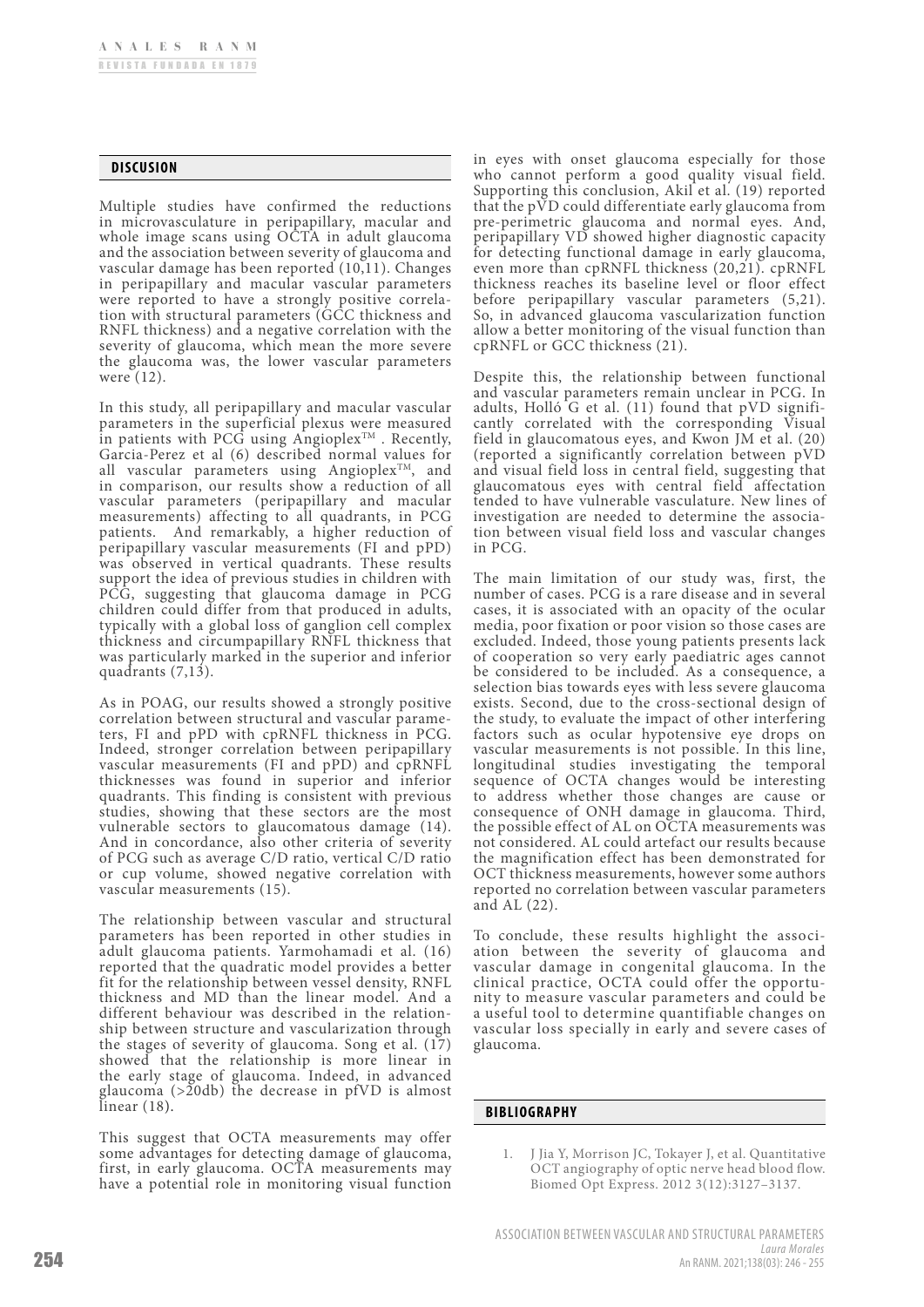## DISCUSION

Multiple studies have confirmed the reductions in microvasculature in peripapillary, macular and whole image scans using OCTA in adult glaucoma and the association between severity of glaucoma and vascular damage has been reported (10,11). Changes in peripapillary and macular vascular parameters were reported to have a strongly positive correlation with structural parameters (GCC thickness and RNFL thickness) and a negative correlation with the severity of glaucoma, which mean the more severe the glaucoma was, the lower vascular parameters were (12).

In this study, all peripapillary and macular vascular parameters in the superficial plexus were measured in patients with PCG using Angioplex™ . Recently, Garcia-Perez et al (6) described normal values for all vascular parameters using Angioplex™, and in comparison, our results show a reduction of all vascular parameters (peripapillary and macular measurements) affecting to all quadrants, in PCG patients. And remarkably, a higher reduction of peripapillary vascular measurements (FI and pPD) was observed in vertical quadrants. These results support the idea of previous studies in children with PCG, suggesting that glaucoma damage in PCG children could differ from that produced in adults, typically with a global loss of ganglion cell complex thickness and circumpapillary RNFL thickness that was particularly marked in the superior and inferior quadrants (7,13).

As in POAG, our results showed a strongly positive correlation between structural and vascular parameters, FI and pPD with cpRNFL thickness in PCG. Indeed, stronger correlation between peripapillary vascular measurements (FI and pPD) and cpRNFL thicknesses was found in superior and inferior quadrants. This finding is consistent with previous studies, showing that these sectors are the most vulnerable sectors to glaucomatous damage (14). And in concordance, also other criteria of severity of PCG such as average C/D ratio, vertical C/D ratio or cup volume, showed negative correlation with vascular measurements (15).

The relationship between vascular and structural parameters has been reported in other studies in adult glaucoma patients. Yarmohamadi et al. (16) reported that the quadratic model provides a better fit for the relationship between vessel density, RNFL thickness and MD than the linear model. And a different behaviour was described in the relationship between structure and vascularization through the stages of severity of glaucoma. Song et al. (17) showed that the relationship is more linear in the early stage of glaucoma. Indeed, in advanced glaucoma (>20db) the decrease in pfVD is almost linear (18).

This suggest that OCTA measurements may offer some advantages for detecting damage of glaucoma, first, in early glaucoma. OCTA measurements may have a potential role in monitoring visual function in eyes with onset glaucoma especially for those who cannot perform a good quality visual field. Supporting this conclusion, Akil et al. (19) reported that the pVD could differentiate early glaucoma from pre-perimetric glaucoma and normal eyes. And, peripapillary VD showed higher diagnostic capacity for detecting functional damage in early glaucoma, even more than cpRNFL thickness (20,21). cpRNFL thickness reaches its baseline level or floor effect before peripapillary vascular parameters (5,21). So, in advanced glaucoma vascularization function allow a better monitoring of the visual function than cpRNFL or GCC thickness (21).

Despite this, the relationship between functional and vascular parameters remain unclear in PCG. In adults, Holló G et al. (11) found that pVD significantly correlated with the corresponding Visual field in glaucomatous eyes, and Kwon JM et al. (20) (reported a significantly correlation between pVD and visual field loss in central field, suggesting that glaucomatous eyes with central field affectation tended to have vulnerable vasculature. New lines of investigation are needed to determine the association between visual field loss and vascular changes in PCG.

The main limitation of our study was, first, the number of cases. PCG is a rare disease and in several cases, it is associated with an opacity of the ocular media, poor fixation or poor vision so those cases are excluded. Indeed, those young patients presents lack of cooperation so very early paediatric ages cannot be considered to be included. As a consequence, a selection bias towards eyes with less severe glaucoma exists. Second, due to the cross-sectional design of the study, to evaluate the impact of other interfering factors such as ocular hypotensive eye drops on vascular measurements is not possible. In this line, longitudinal studies investigating the temporal sequence of OCTA changes would be interesting to address whether those changes are cause or consequence of ONH damage in glaucoma. Third, the possible effect of AL on OCTA measurements was not considered. AL could artefact our results because the magnification effect has been demonstrated for OCT thickness measurements, however some authors reported no correlation between vascular parameters and AL (22).

To conclude, these results highlight the association between the severity of glaucoma and vascular damage in congenital glaucoma. In the clinical practice, OCTA could offer the opportunity to measure vascular parameters and could be a useful tool to determine quantifiable changes on vascular loss specially in early and severe cases of glaucoma.

## BIBLIOGRAPHY

1. J Jia Y, Morrison JC, Tokayer J, et al. Quantitative OCT angiography of optic nerve head blood flow. Biomed Opt Express. 2012 3(12):3127–3137.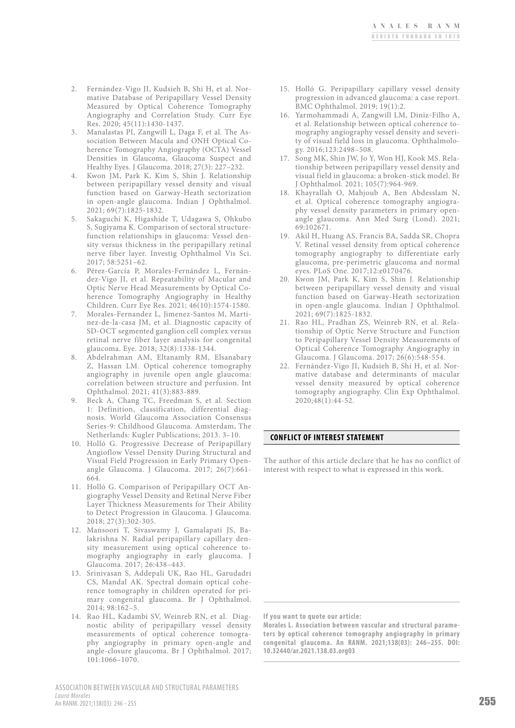2. Fernández-Vigo JI, Kudsieh B, Shi H, et al. Normative Database of Peripapillary Vessel Density Measured by Optical Coherence Tomography Angiography and Correlation Study. Curr Eye Res. 2020; 45(11):1430-1437.
3. Manalastas PI, Zangwill L, Daga F, et al. The Association Between Macula and ONH Optical Coherence Tomography Angiography (OCTA) Vessel Densities in Glaucoma, Glaucoma Suspect and Healthy Eyes. J Glaucoma. 2018; 27(3): 227–232.
4. Kwon JM, Park K, Kim S, Shin J. Relationship between peripapillary vessel density and visual function based on Garway-Heath sectorization in open-angle glaucoma. Indian J Ophthalmol. 2021; 69(7):1825-1832.
5. Sakaguchi K, Higashide T, Udagawa S, Ohkubo S, Sugiyama K. Comparison of sectoral structure-function relationships in glaucoma: Vessel density versus thickness in the peripapillary retinal nerve fiber layer. Investig Ophthalmol Vis Sci. 2017; 58:5251–62.
6. Pérez-García P, Morales-Fernández L, Fernández-Vigo JI, et al. Repeatability of Macular and Optic Nerve Head Measurements by Optical Coherence Tomography Angiography in Healthy Children. Curr Eye Res. 2021; 46(10):1574-1580.
7. Morales-Fernandez L, Jimenez-Santos M, Martinez-de-la-casa JM, et al. Diagnostic capacity of SD-OCT segmented ganglion cell complex versus retinal nerve fiber layer analysis for congenital glaucoma. Eye. 2018; 32(8):1338-1344.
8. Abdelrahman AM, Eltanamly RM, Elsanabary Z, Hassan LM. Optical coherence tomography angiography in juvenile open angle glaucoma: correlation between structure and perfusion. Int Ophthalmol. 2021; 41(3):883-889.
9. Beck A, Chang TC, Freedman S, et al. Section 1: Definition, classification, differential diagnosis. World Glaucoma Association Consensus Series-9: Childhood Glaucoma. Amsterdam, The Netherlands: Kugler Publications; 2013. 3–10.
10. Holló G. Progressive Decrease of Peripapillary Angioflow Vessel Density During Structural and Visual Field Progression in Early Primary Open-angle Glaucoma. J Glaucoma. 2017; 26(7):661-664.
11. Holló G. Comparison of Peripapillary OCT Angiography Vessel Density and Retinal Nerve Fiber Layer Thickness Measurements for Their Ability to Detect Progression in Glaucoma. J Glaucoma. 2018; 27(3):302-305.
12. Mansoori T, Sivaswamy J, Gamalapati JS, Balakrishna N. Radial peripapillary capillary density measurement using optical coherence tomography angiography in early glaucoma. J Glaucoma. 2017; 26:438–443.
13. Srinivasan S, Addepali UK, Rao HL, Garudadri CS, Mandal AK. Spectral domain optical coherence tomography in children operated for primary congenital glaucoma. Br J Ophthalmol. 2014; 98:162–5.
14. Rao HL, Kadambi SV, Weinreb RN, et al. Diagnostic ability of peripapillary vessel density measurements of optical coherence tomography angiography in primary open-angle and angle-closure glaucoma. Br J Ophthalmol. 2017; 101:1066–1070.
15. Holló G. Peripapillary capillary vessel density progression in advanced glaucoma: a case report. BMC Ophthalmol. 2019; 19(1):2.
16. Yarmohammadi A, Zangwill LM, Diniz-Filho A, et al. Relationship between optical coherence tomography angiography vessel density and severity of visual field loss in glaucoma. Ophthalmology. 2016;123:2498–508.
17. Song MK, Shin JW, Jo Y, Won HJ, Kook MS. Relationship between peripapillary vessel density and visual field in glaucoma: a broken-stick model. Br J Ophthalmol. 2021; 105(7):964-969.
18. Khayrallah O, Mahjoub A, Ben Abdesslam N, et al. Optical coherence tomography angiography vessel density parameters in primary open-angle glaucoma. Ann Med Surg (Lond). 2021; 69:102671.
19. Akil H, Huang AS, Francis BA, Sadda SR, Chopra V. Retinal vessel density from optical coherence tomography angiography to differentiate early glaucoma, pre-perimetric glaucoma and normal eyes. PLoS One. 2017;12:e0170476.
20. Kwon JM, Park K, Kim S, Shin J. Relationship between peripapillary vessel density and visual function based on Garway-Heath sectorization in open-angle glaucoma. Indian J Ophthalmol. 2021; 69(7):1825-1832.
21. Rao HL, Pradhan ZS, Weinreb RN, et al. Relationship of Optic Nerve Structure and Function to Peripapillary Vessel Density Measurements of Optical Coherence Tomography Angiography in Glaucoma. J Glaucoma. 2017; 26(6):548-554.
22. Fernández-Vigo JI, Kudsieh B, Shi H, et al. Normative database and determinants of macular vessel density measured by optical coherence tomography angiography. Clin Exp Ophthalmol. 2020;48(1):44-52.

## CONFLICT OF INTEREST STATEMENT

The author of this article declare that he has no conflict of interest with respect to what is expressed in this work.

**If you want to quote our article:**

**Morales L. Association between vascular and structural parameters by optical coherence tomography angiography in primary congenital glaucoma. An RANM. 2021;138(03): 246–255. DOI: 10.32440/ar.2021.138.03.org03**